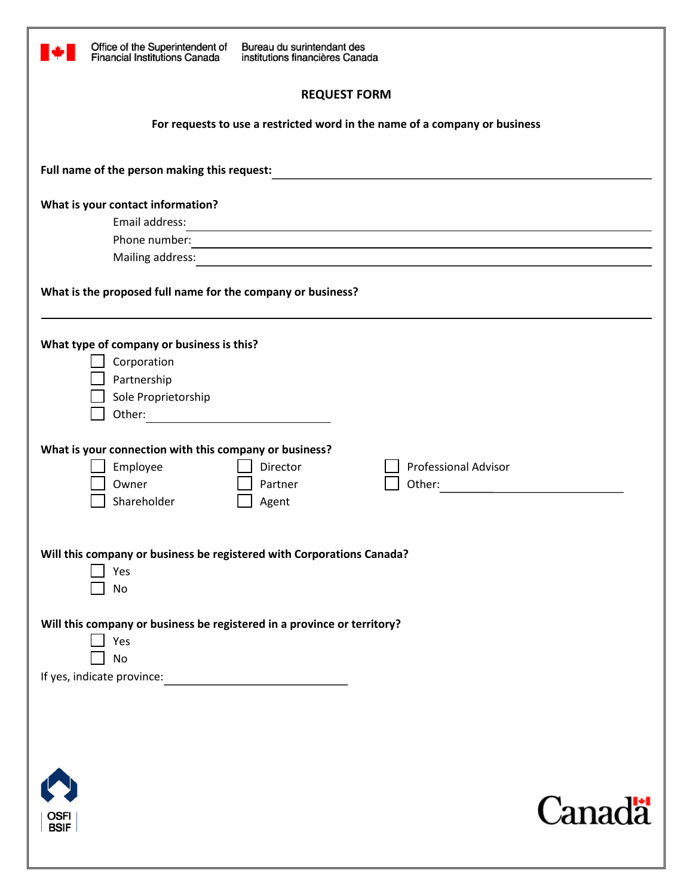Office of the Superintendent of Financial Institutions Canada / Bureau du surintendant des institutions financières Canada

# REQUEST FORM

**For requests to use a restricted word in the name of a company or business**

**Full name of the person making this request:** ______________________________

**What is your contact information?**

- Email address: ______________________________
- Phone number: ______________________________
- Mailing address: ______________________________

**What is the proposed full name for the company or business?**

______________________________

**What type of company or business is this?**

- ☐ Corporation
- ☐ Partnership
- ☐ Sole Proprietorship
- ☐ Other: ______________

**What is your connection with this company or business?**

- ☐ Employee
- ☐ Owner
- ☐ Shareholder
- ☐ Director
- ☐ Partner
- ☐ Agent
- ☐ Professional Advisor
- ☐ Other: ______________

**Will this company or business be registered with Corporations Canada?**

- ☐ Yes
- ☐ No

**Will this company or business be registered in a province or territory?**

- ☐ Yes
- ☐ No

If yes, indicate province: ______________

OSFI BSIF

Canada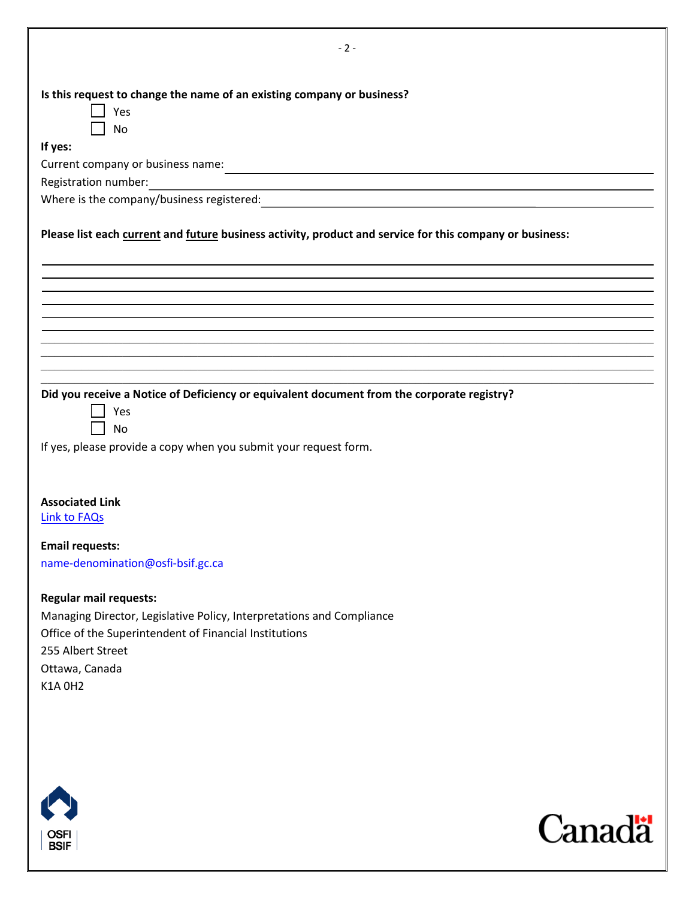**Is this request to change the name of an existing company or business?**

- [ ] Yes
- [ ] No

**If yes:**

Current company or business name: \_\_\_\_\_\_\_\_\_\_\_\_\_\_\_\_\_\_\_\_\_\_\_\_\_\_\_\_\_\_\_\_\_\_\_\_\_\_\_\_

Registration number: \_\_\_\_\_\_\_\_\_\_\_\_\_\_\_\_\_\_\_\_\_\_\_\_\_\_\_\_\_\_\_\_\_\_\_\_\_\_\_\_

Where is the company/business registered: \_\_\_\_\_\_\_\_\_\_\_\_\_\_\_\_\_\_\_\_\_\_\_\_\_\_\_\_\_\_\_\_\_\_\_\_\_\_\_\_

**Please list each <u>current</u> and <u>future</u> business activity, product and service for this company or business:**

\_\_\_\_\_\_\_\_\_\_\_\_\_\_\_\_\_\_\_\_\_\_\_\_\_\_\_\_\_\_\_\_\_\_\_\_\_\_\_\_\_\_\_\_\_\_\_\_\_\_\_\_\_\_\_\_\_\_\_\_\_\_\_\_\_\_\_\_\_\_\_\_\_\_\_\_

\_\_\_\_\_\_\_\_\_\_\_\_\_\_\_\_\_\_\_\_\_\_\_\_\_\_\_\_\_\_\_\_\_\_\_\_\_\_\_\_\_\_\_\_\_\_\_\_\_\_\_\_\_\_\_\_\_\_\_\_\_\_\_\_\_\_\_\_\_\_\_\_\_\_\_\_

\_\_\_\_\_\_\_\_\_\_\_\_\_\_\_\_\_\_\_\_\_\_\_\_\_\_\_\_\_\_\_\_\_\_\_\_\_\_\_\_\_\_\_\_\_\_\_\_\_\_\_\_\_\_\_\_\_\_\_\_\_\_\_\_\_\_\_\_\_\_\_\_\_\_\_\_

\_\_\_\_\_\_\_\_\_\_\_\_\_\_\_\_\_\_\_\_\_\_\_\_\_\_\_\_\_\_\_\_\_\_\_\_\_\_\_\_\_\_\_\_\_\_\_\_\_\_\_\_\_\_\_\_\_\_\_\_\_\_\_\_\_\_\_\_\_\_\_\_\_\_\_\_

\_\_\_\_\_\_\_\_\_\_\_\_\_\_\_\_\_\_\_\_\_\_\_\_\_\_\_\_\_\_\_\_\_\_\_\_\_\_\_\_\_\_\_\_\_\_\_\_\_\_\_\_\_\_\_\_\_\_\_\_\_\_\_\_\_\_\_\_\_\_\_\_\_\_\_\_

\_\_\_\_\_\_\_\_\_\_\_\_\_\_\_\_\_\_\_\_\_\_\_\_\_\_\_\_\_\_\_\_\_\_\_\_\_\_\_\_\_\_\_\_\_\_\_\_\_\_\_\_\_\_\_\_\_\_\_\_\_\_\_\_\_\_\_\_\_\_\_\_\_\_\_\_

\_\_\_\_\_\_\_\_\_\_\_\_\_\_\_\_\_\_\_\_\_\_\_\_\_\_\_\_\_\_\_\_\_\_\_\_\_\_\_\_\_\_\_\_\_\_\_\_\_\_\_\_\_\_\_\_\_\_\_\_\_\_\_\_\_\_\_\_\_\_\_\_\_\_\_\_

\_\_\_\_\_\_\_\_\_\_\_\_\_\_\_\_\_\_\_\_\_\_\_\_\_\_\_\_\_\_\_\_\_\_\_\_\_\_\_\_\_\_\_\_\_\_\_\_\_\_\_\_\_\_\_\_\_\_\_\_\_\_\_\_\_\_\_\_\_\_\_\_\_\_\_\_

\_\_\_\_\_\_\_\_\_\_\_\_\_\_\_\_\_\_\_\_\_\_\_\_\_\_\_\_\_\_\_\_\_\_\_\_\_\_\_\_\_\_\_\_\_\_\_\_\_\_\_\_\_\_\_\_\_\_\_\_\_\_\_\_\_\_\_\_\_\_\_\_\_\_\_\_

\_\_\_\_\_\_\_\_\_\_\_\_\_\_\_\_\_\_\_\_\_\_\_\_\_\_\_\_\_\_\_\_\_\_\_\_\_\_\_\_\_\_\_\_\_\_\_\_\_\_\_\_\_\_\_\_\_\_\_\_\_\_\_\_\_\_\_\_\_\_\_\_\_\_\_\_

**Did you receive a Notice of Deficiency or equivalent document from the corporate registry?**

- [ ] Yes
- [ ] No

If yes, please provide a copy when you submit your request form.

**Associated Link**

Link to FAQs

**Email requests:**

name-denomination@osfi-bsif.gc.ca

**Regular mail requests:**

Managing Director, Legislative Policy, Interpretations and Compliance
Office of the Superintendent of Financial Institutions
255 Albert Street
Ottawa, Canada
K1A 0H2

OSFI BSIF

Canada